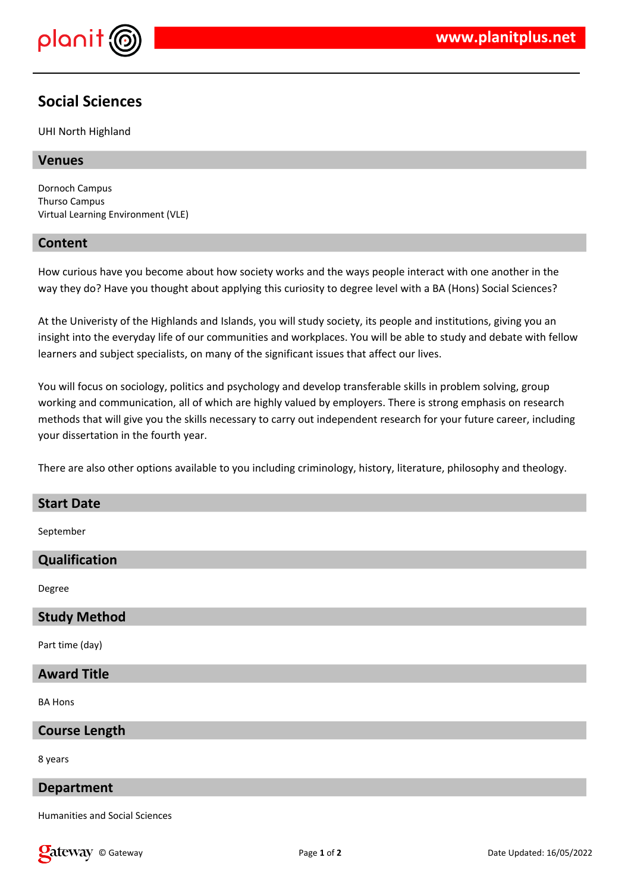# Social Sciences

UHI North Highland

## Venues

Dornoch Campus
Thurso Campus
Virtual Learning Environment (VLE)

## Content

How curious have you become about how society works and the ways people interact with one another in the way they do? Have you thought about applying this curiosity to degree level with a BA (Hons) Social Sciences?

At the Univeristy of the Highlands and Islands, you will study society, its people and institutions, giving you an insight into the everyday life of our communities and workplaces. You will be able to study and debate with fellow learners and subject specialists, on many of the significant issues that affect our lives.

You will focus on sociology, politics and psychology and develop transferable skills in problem solving, group working and communication, all of which are highly valued by employers. There is strong emphasis on research methods that will give you the skills necessary to carry out independent research for your future career, including your dissertation in the fourth year.

There are also other options available to you including criminology, history, literature, philosophy and theology.

## Start Date

September

## Qualification

Degree

## Study Method

Part time (day)

## Award Title

BA Hons

## Course Length

8 years

## Department

Humanities and Social Sciences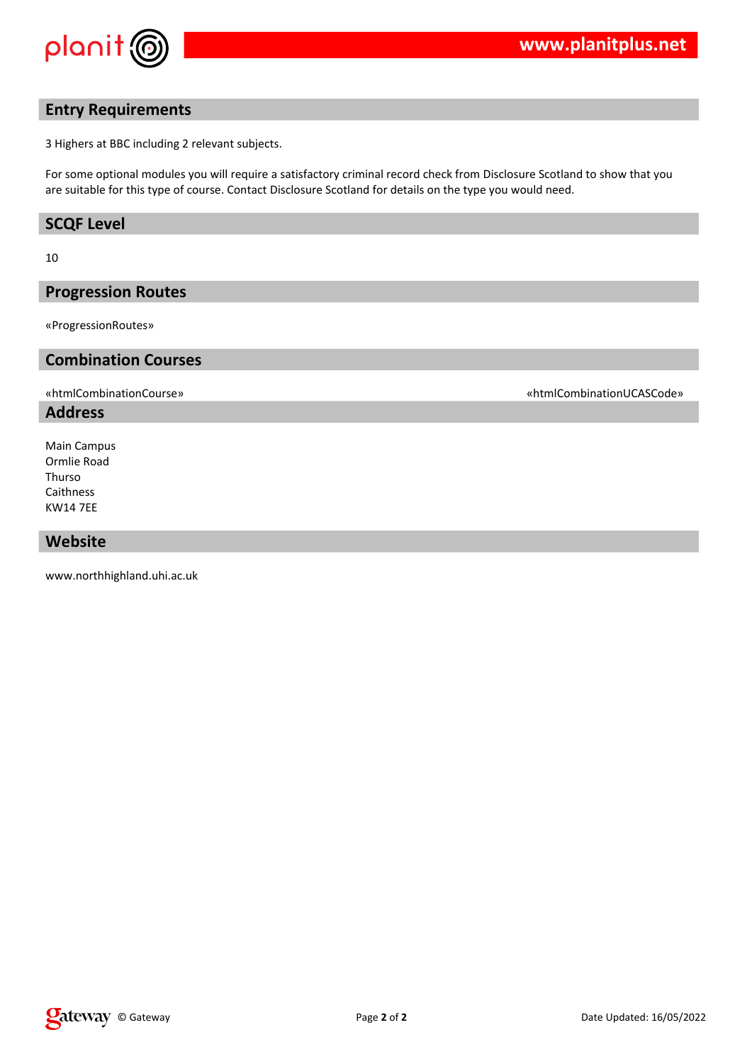## Entry Requirements

3 Highers at BBC including 2 relevant subjects.

For some optional modules you will require a satisfactory criminal record check from Disclosure Scotland to show that you are suitable for this type of course. Contact Disclosure Scotland for details on the type you would need.

## SCQF Level

10

## Progression Routes

«ProgressionRoutes»

## Combination Courses

«htmlCombinationCourse» «htmlCombinationUCASCode»

## Address

Main Campus
Ormlie Road
Thurso
Caithness
KW14 7EE

## Website

www.northhighland.uhi.ac.uk